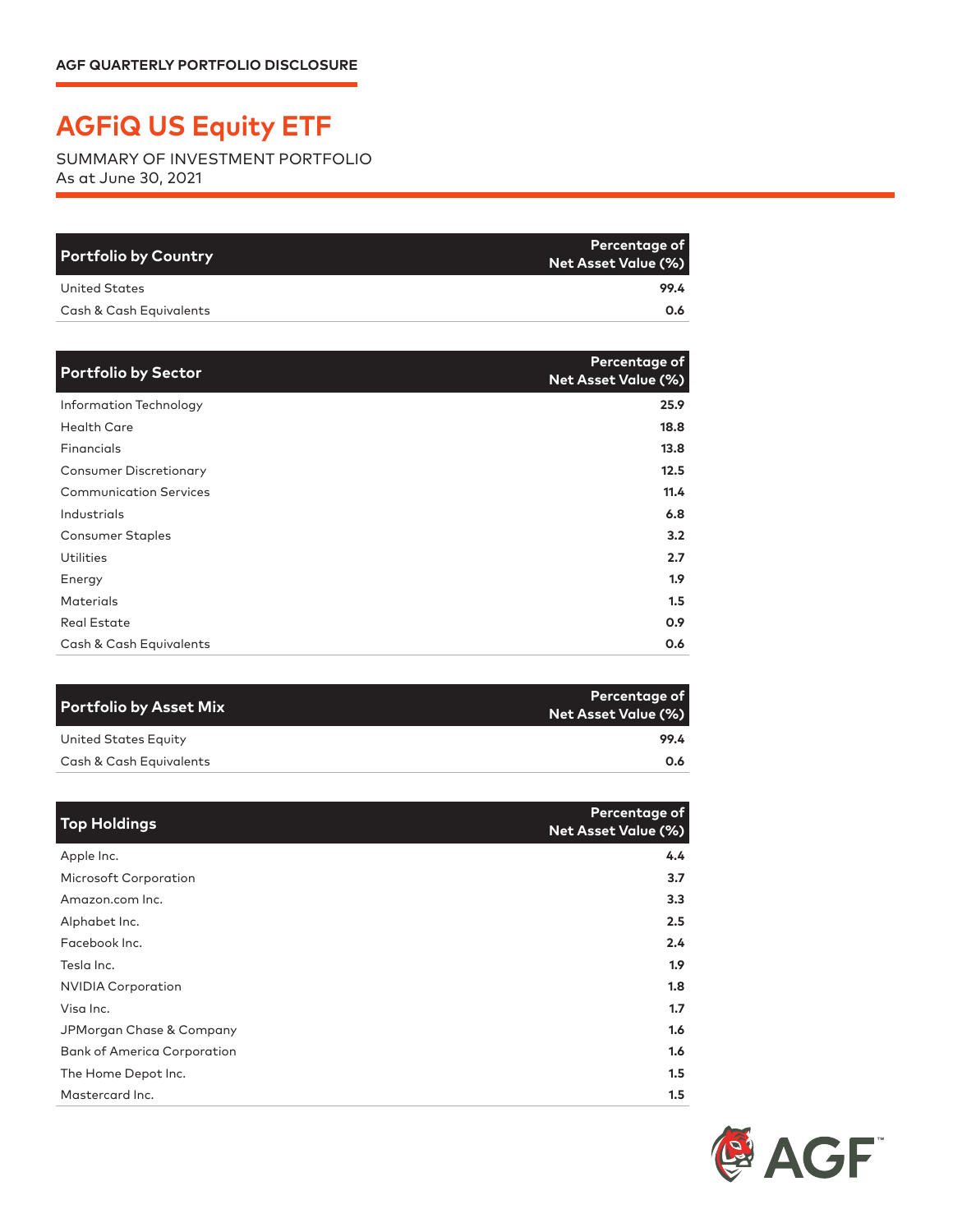AGF QUARTERLY PORTFOLIO DISCLOSURE

# AGFiQ US Equity ETF

SUMMARY OF INVESTMENT PORTFOLIO
As at June 30, 2021

| Portfolio by Country | Percentage of Net Asset Value (%) |
|---|---|
| United States | 99.4 |
| Cash & Cash Equivalents | 0.6 |

| Portfolio by Sector | Percentage of Net Asset Value (%) |
|---|---|
| Information Technology | 25.9 |
| Health Care | 18.8 |
| Financials | 13.8 |
| Consumer Discretionary | 12.5 |
| Communication Services | 11.4 |
| Industrials | 6.8 |
| Consumer Staples | 3.2 |
| Utilities | 2.7 |
| Energy | 1.9 |
| Materials | 1.5 |
| Real Estate | 0.9 |
| Cash & Cash Equivalents | 0.6 |

| Portfolio by Asset Mix | Percentage of Net Asset Value (%) |
|---|---|
| United States Equity | 99.4 |
| Cash & Cash Equivalents | 0.6 |

| Top Holdings | Percentage of Net Asset Value (%) |
|---|---|
| Apple Inc. | 4.4 |
| Microsoft Corporation | 3.7 |
| Amazon.com Inc. | 3.3 |
| Alphabet Inc. | 2.5 |
| Facebook Inc. | 2.4 |
| Tesla Inc. | 1.9 |
| NVIDIA Corporation | 1.8 |
| Visa Inc. | 1.7 |
| JPMorgan Chase & Company | 1.6 |
| Bank of America Corporation | 1.6 |
| The Home Depot Inc. | 1.5 |
| Mastercard Inc. | 1.5 |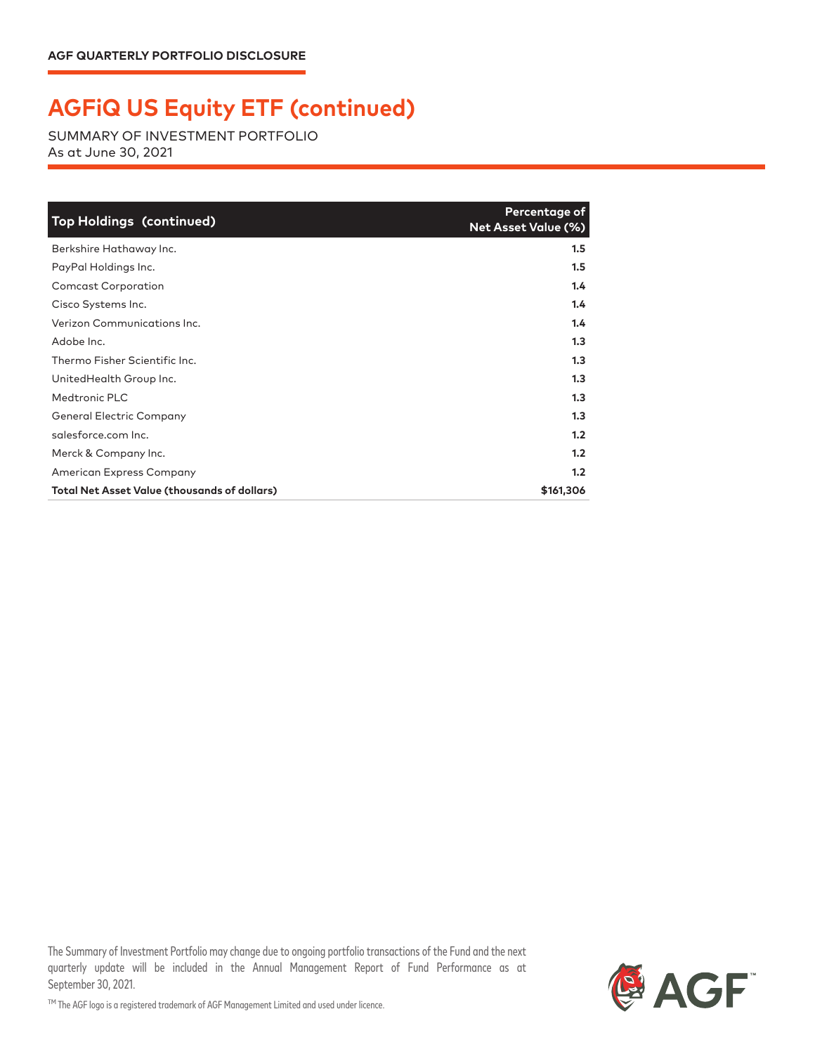# AGFiQ US Equity ETF (continued)

SUMMARY OF INVESTMENT PORTFOLIO
As at June 30, 2021

| Top Holdings (continued) | Percentage of Net Asset Value (%) |
|---|---|
| Berkshire Hathaway Inc. | **1.5** |
| PayPal Holdings Inc. | **1.5** |
| Comcast Corporation | **1.4** |
| Cisco Systems Inc. | **1.4** |
| Verizon Communications Inc. | **1.4** |
| Adobe Inc. | **1.3** |
| Thermo Fisher Scientific Inc. | **1.3** |
| UnitedHealth Group Inc. | **1.3** |
| Medtronic PLC | **1.3** |
| General Electric Company | **1.3** |
| salesforce.com Inc. | **1.2** |
| Merck & Company Inc. | **1.2** |
| American Express Company | **1.2** |
| **Total Net Asset Value (thousands of dollars)** | **$161,306** |

The Summary of Investment Portfolio may change due to ongoing portfolio transactions of the Fund and the next quarterly update will be included in the Annual Management Report of Fund Performance as at September 30, 2021.

TM The AGF logo is a registered trademark of AGF Management Limited and used under licence.